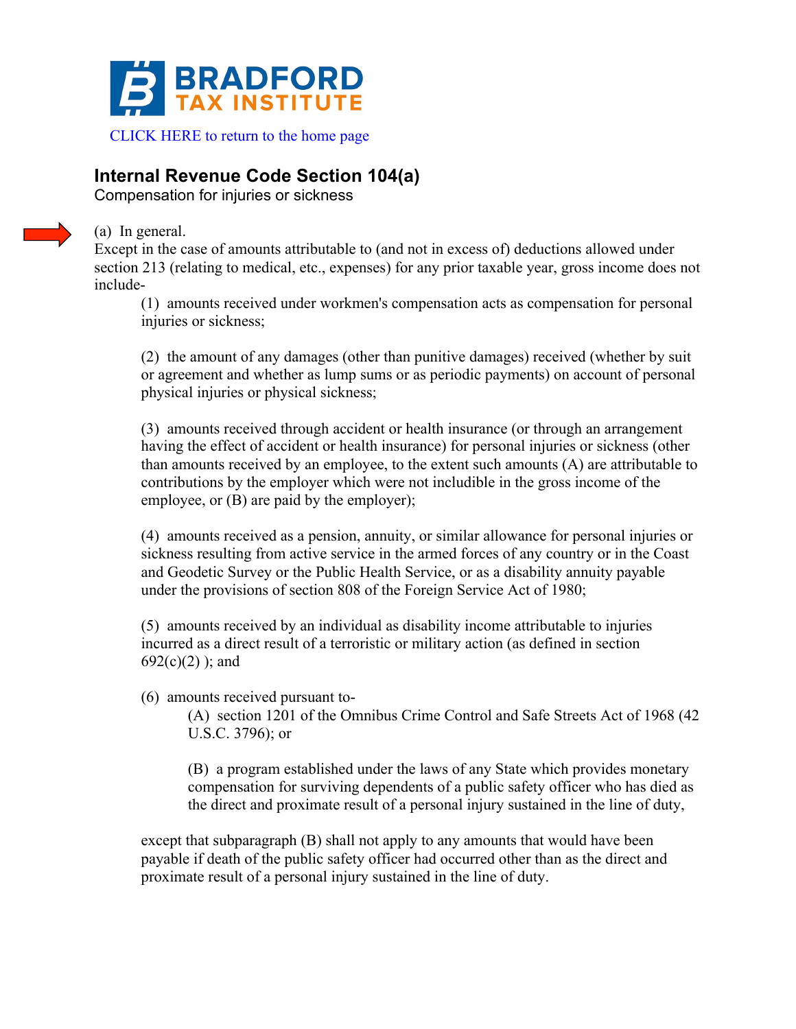**BRADFORD TAX INSTITUTE**

CLICK HERE to return to the home page

## Internal Revenue Code Section 104(a)

Compensation for injuries or sickness

(a) In general.

Except in the case of amounts attributable to (and not in excess of) deductions allowed under section 213 (relating to medical, etc., expenses) for any prior taxable year, gross income does not include-

> (1) amounts received under workmen's compensation acts as compensation for personal injuries or sickness;
>
> (2) the amount of any damages (other than punitive damages) received (whether by suit or agreement and whether as lump sums or as periodic payments) on account of personal physical injuries or physical sickness;
>
> (3) amounts received through accident or health insurance (or through an arrangement having the effect of accident or health insurance) for personal injuries or sickness (other than amounts received by an employee, to the extent such amounts (A) are attributable to contributions by the employer which were not includible in the gross income of the employee, or (B) are paid by the employer);
>
> (4) amounts received as a pension, annuity, or similar allowance for personal injuries or sickness resulting from active service in the armed forces of any country or in the Coast and Geodetic Survey or the Public Health Service, or as a disability annuity payable under the provisions of section 808 of the Foreign Service Act of 1980;
>
> (5) amounts received by an individual as disability income attributable to injuries incurred as a direct result of a terroristic or military action (as defined in section 692(c)(2) ); and
>
> (6) amounts received pursuant to-
>
> > (A) section 1201 of the Omnibus Crime Control and Safe Streets Act of 1968 (42 U.S.C. 3796); or
> >
> > (B) a program established under the laws of any State which provides monetary compensation for surviving dependents of a public safety officer who has died as the direct and proximate result of a personal injury sustained in the line of duty,
>
> except that subparagraph (B) shall not apply to any amounts that would have been payable if death of the public safety officer had occurred other than as the direct and proximate result of a personal injury sustained in the line of duty.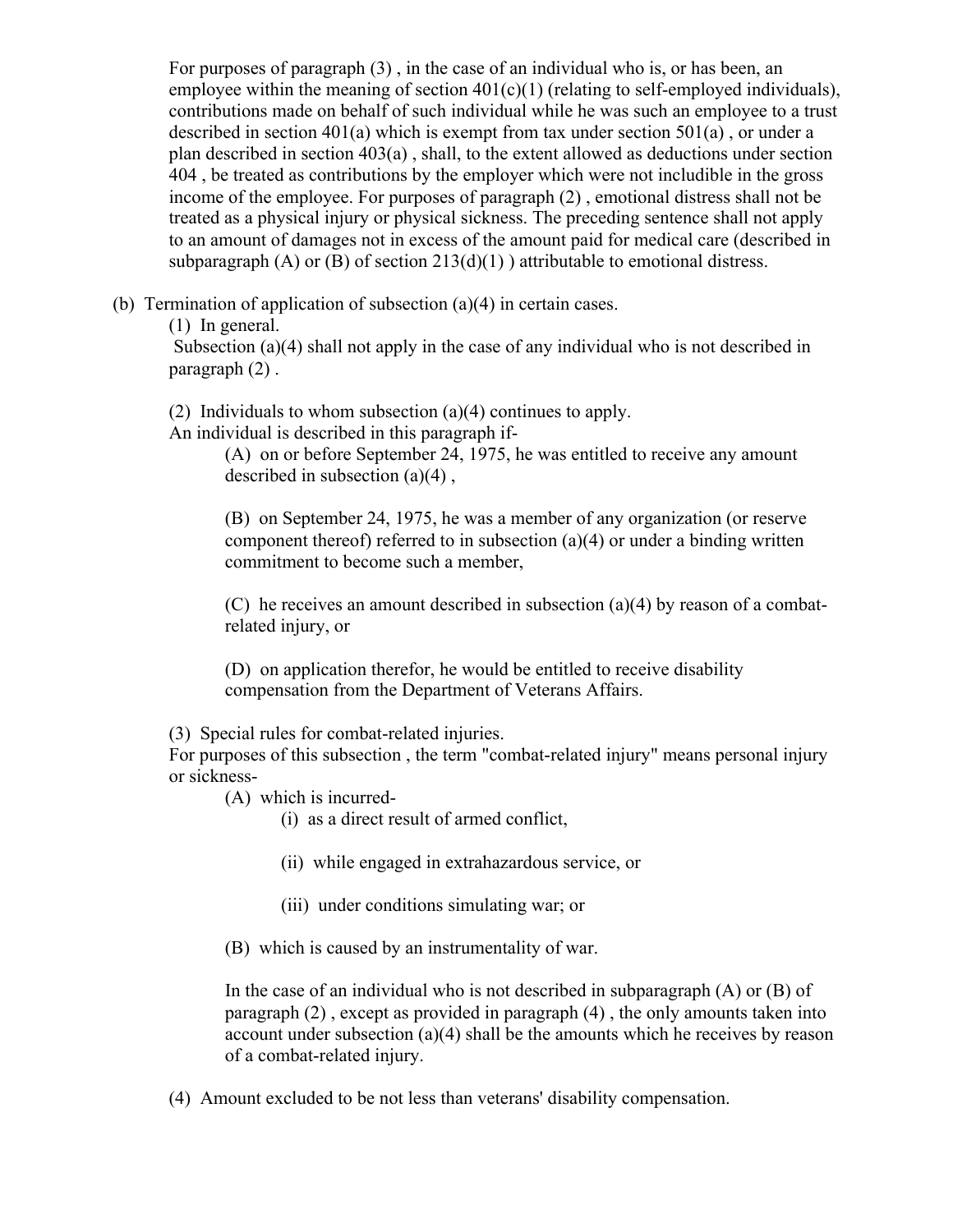For purposes of paragraph (3) , in the case of an individual who is, or has been, an employee within the meaning of section 401(c)(1) (relating to self-employed individuals), contributions made on behalf of such individual while he was such an employee to a trust described in section 401(a) which is exempt from tax under section 501(a) , or under a plan described in section 403(a) , shall, to the extent allowed as deductions under section 404 , be treated as contributions by the employer which were not includible in the gross income of the employee. For purposes of paragraph (2) , emotional distress shall not be treated as a physical injury or physical sickness. The preceding sentence shall not apply to an amount of damages not in excess of the amount paid for medical care (described in subparagraph (A) or (B) of section 213(d)(1) ) attributable to emotional distress.

(b) Termination of application of subsection (a)(4) in certain cases.

(1) In general.

Subsection (a)(4) shall not apply in the case of any individual who is not described in paragraph (2) .

(2) Individuals to whom subsection (a)(4) continues to apply.

An individual is described in this paragraph if-

(A) on or before September 24, 1975, he was entitled to receive any amount described in subsection (a)(4) ,

(B) on September 24, 1975, he was a member of any organization (or reserve component thereof) referred to in subsection (a)(4) or under a binding written commitment to become such a member,

(C) he receives an amount described in subsection (a)(4) by reason of a combat-related injury, or

(D) on application therefor, he would be entitled to receive disability compensation from the Department of Veterans Affairs.

(3) Special rules for combat-related injuries.

For purposes of this subsection , the term "combat-related injury" means personal injury or sickness-

(A) which is incurred-

(i) as a direct result of armed conflict,

(ii) while engaged in extrahazardous service, or

(iii) under conditions simulating war; or

(B) which is caused by an instrumentality of war.

In the case of an individual who is not described in subparagraph (A) or (B) of paragraph (2) , except as provided in paragraph (4) , the only amounts taken into account under subsection (a)(4) shall be the amounts which he receives by reason of a combat-related injury.

(4) Amount excluded to be not less than veterans' disability compensation.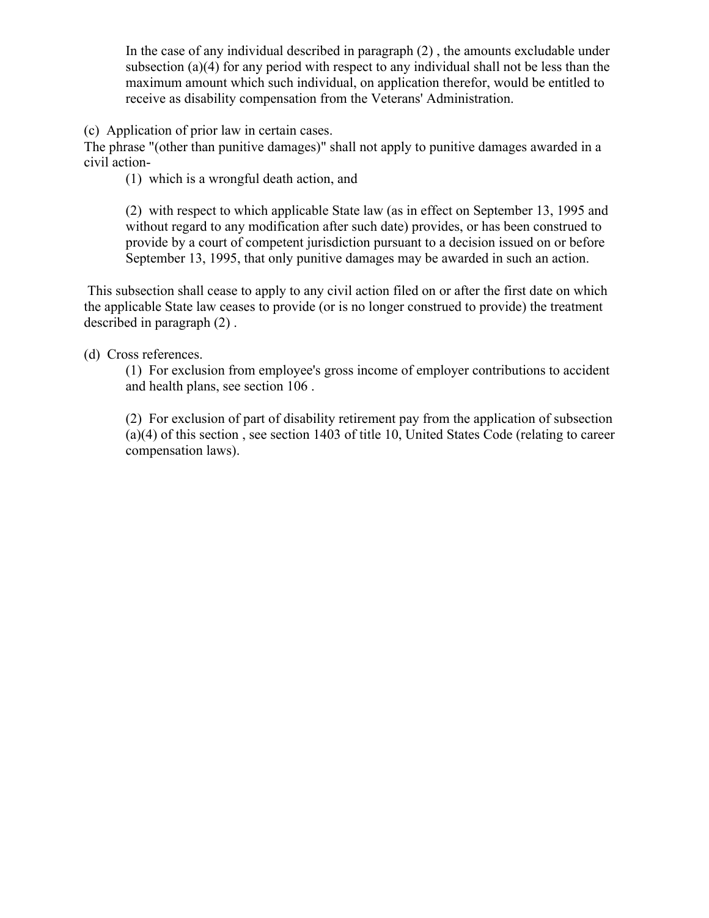In the case of any individual described in paragraph (2) , the amounts excludable under subsection (a)(4) for any period with respect to any individual shall not be less than the maximum amount which such individual, on application therefor, would be entitled to receive as disability compensation from the Veterans' Administration.

(c) Application of prior law in certain cases.

The phrase "(other than punitive damages)" shall not apply to punitive damages awarded in a civil action-

(1) which is a wrongful death action, and

(2) with respect to which applicable State law (as in effect on September 13, 1995 and without regard to any modification after such date) provides, or has been construed to provide by a court of competent jurisdiction pursuant to a decision issued on or before September 13, 1995, that only punitive damages may be awarded in such an action.

This subsection shall cease to apply to any civil action filed on or after the first date on which the applicable State law ceases to provide (or is no longer construed to provide) the treatment described in paragraph (2) .

(d) Cross references.

(1) For exclusion from employee's gross income of employer contributions to accident and health plans, see section 106 .

(2) For exclusion of part of disability retirement pay from the application of subsection (a)(4) of this section , see section 1403 of title 10, United States Code (relating to career compensation laws).